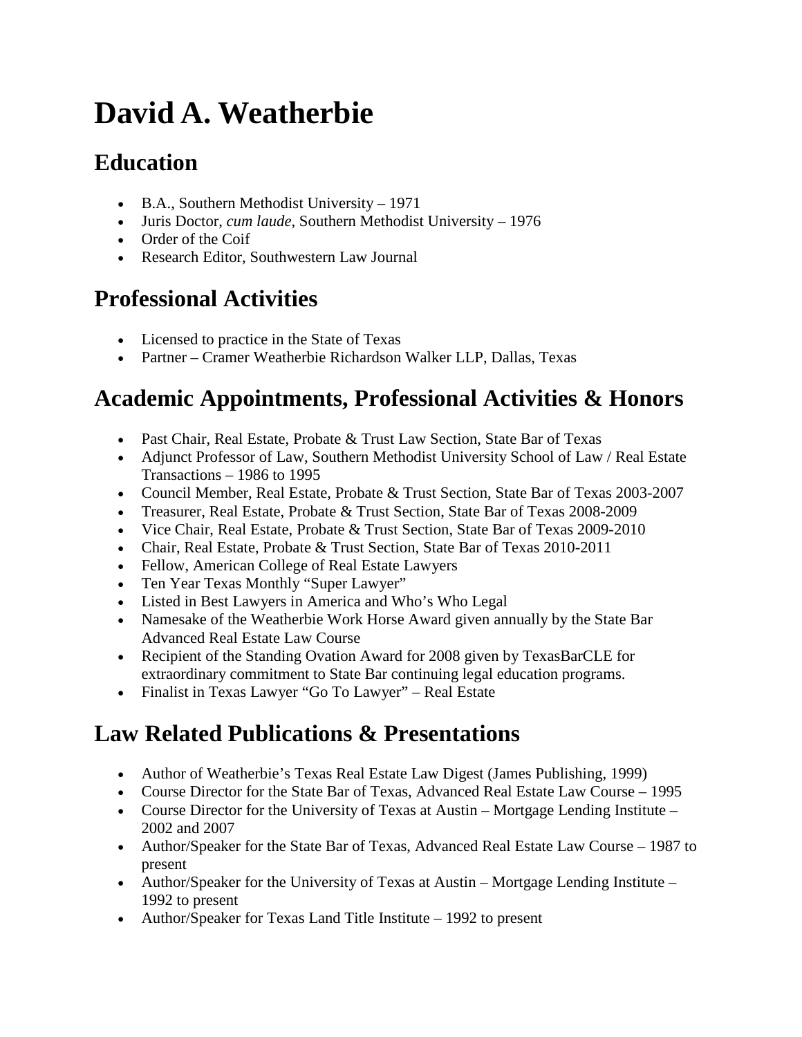# David A. Weatherbie

## Education

- B.A., Southern Methodist University – 1971
- Juris Doctor, *cum laude*, Southern Methodist University – 1976
- Order of the Coif
- Research Editor, Southwestern Law Journal

## Professional Activities

- Licensed to practice in the State of Texas
- Partner – Cramer Weatherbie Richardson Walker LLP, Dallas, Texas

## Academic Appointments, Professional Activities & Honors

- Past Chair, Real Estate, Probate & Trust Law Section, State Bar of Texas
- Adjunct Professor of Law, Southern Methodist University School of Law / Real Estate Transactions – 1986 to 1995
- Council Member, Real Estate, Probate & Trust Section, State Bar of Texas 2003-2007
- Treasurer, Real Estate, Probate & Trust Section, State Bar of Texas 2008-2009
- Vice Chair, Real Estate, Probate & Trust Section, State Bar of Texas 2009-2010
- Chair, Real Estate, Probate & Trust Section, State Bar of Texas 2010-2011
- Fellow, American College of Real Estate Lawyers
- Ten Year Texas Monthly "Super Lawyer"
- Listed in Best Lawyers in America and Who's Who Legal
- Namesake of the Weatherbie Work Horse Award given annually by the State Bar Advanced Real Estate Law Course
- Recipient of the Standing Ovation Award for 2008 given by TexasBarCLE for extraordinary commitment to State Bar continuing legal education programs.
- Finalist in Texas Lawyer "Go To Lawyer" – Real Estate

## Law Related Publications & Presentations

- Author of Weatherbie's Texas Real Estate Law Digest (James Publishing, 1999)
- Course Director for the State Bar of Texas, Advanced Real Estate Law Course – 1995
- Course Director for the University of Texas at Austin – Mortgage Lending Institute – 2002 and 2007
- Author/Speaker for the State Bar of Texas, Advanced Real Estate Law Course – 1987 to present
- Author/Speaker for the University of Texas at Austin – Mortgage Lending Institute – 1992 to present
- Author/Speaker for Texas Land Title Institute – 1992 to present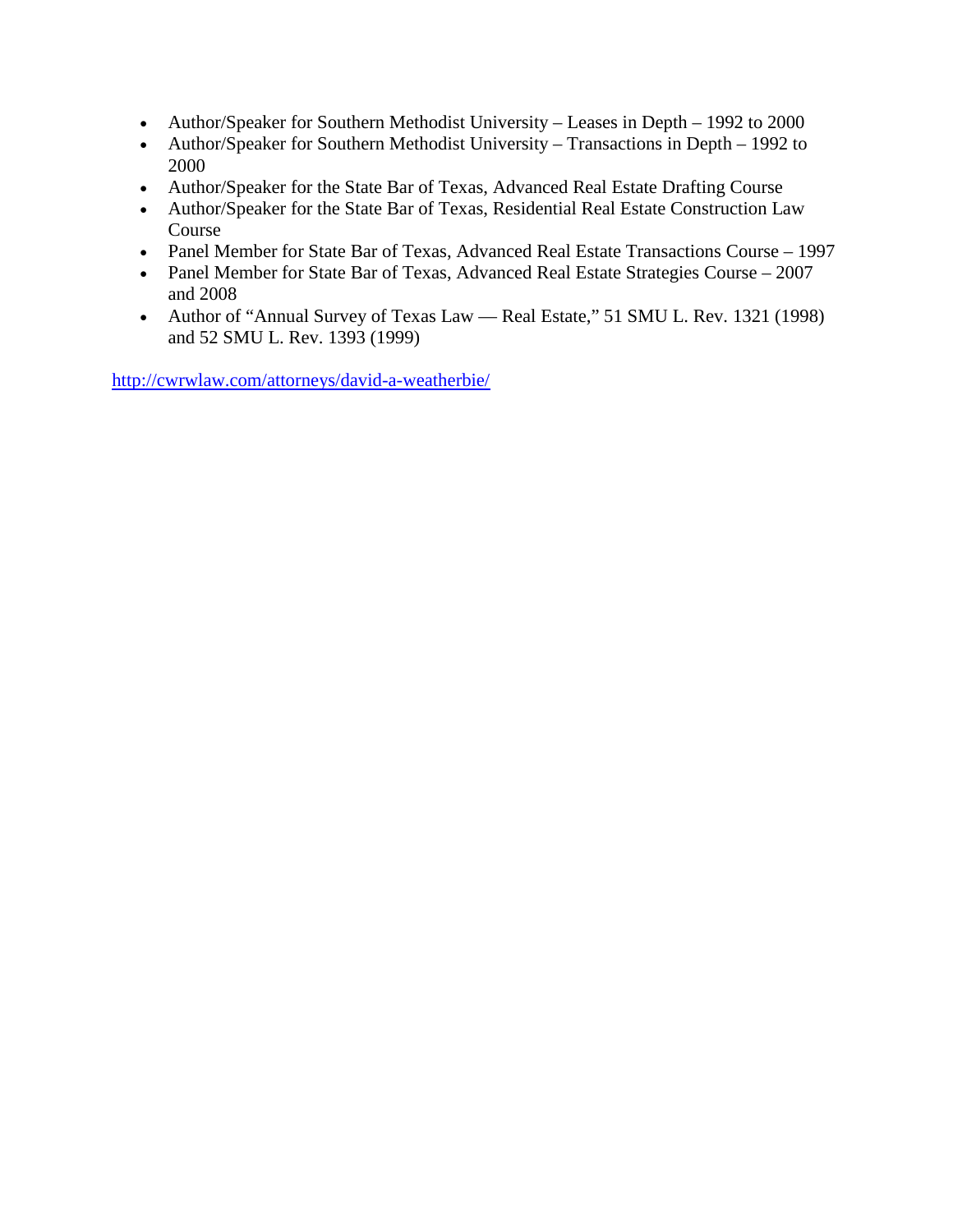- Author/Speaker for Southern Methodist University – Leases in Depth – 1992 to 2000
- Author/Speaker for Southern Methodist University – Transactions in Depth – 1992 to 2000
- Author/Speaker for the State Bar of Texas, Advanced Real Estate Drafting Course
- Author/Speaker for the State Bar of Texas, Residential Real Estate Construction Law Course
- Panel Member for State Bar of Texas, Advanced Real Estate Transactions Course – 1997
- Panel Member for State Bar of Texas, Advanced Real Estate Strategies Course – 2007 and 2008
- Author of "Annual Survey of Texas Law — Real Estate," 51 SMU L. Rev. 1321 (1998) and 52 SMU L. Rev. 1393 (1999)

http://cwrwlaw.com/attorneys/david-a-weatherbie/